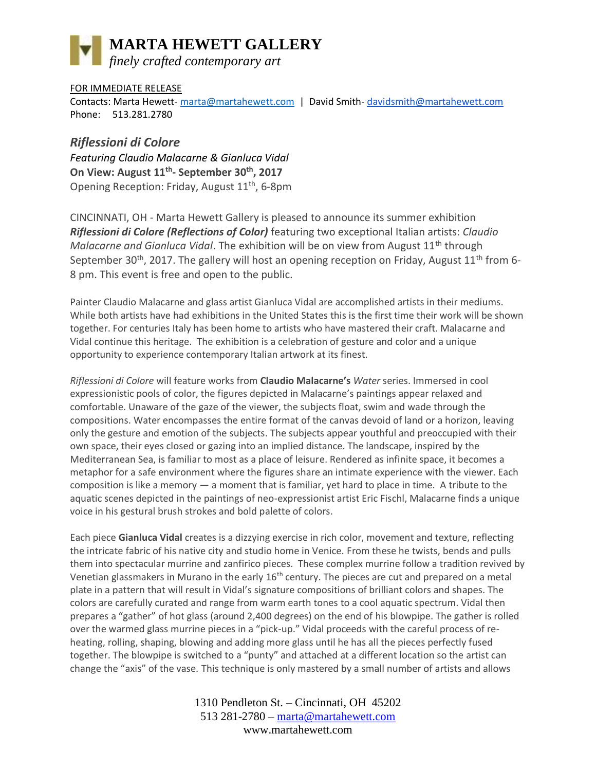# MARTA HEWETT GALLERY

*finely crafted contemporary art*

FOR IMMEDIATE RELEASE

Contacts: Marta Hewett- marta@martahewett.com | David Smith- davidsmith@martahewett.com

Phone: 513.281.2780

## *Riflessioni di Colore*

*Featuring Claudio Malacarne & Gianluca Vidal*

**On View: August 11th- September 30th, 2017**

Opening Reception: Friday, August 11th, 6-8pm

CINCINNATI, OH - Marta Hewett Gallery is pleased to announce its summer exhibition ***Riflessioni di Colore (Reflections of Color)*** featuring two exceptional Italian artists: *Claudio Malacarne and Gianluca Vidal*. The exhibition will be on view from August 11th through September 30th, 2017. The gallery will host an opening reception on Friday, August 11th from 6-8 pm. This event is free and open to the public.

Painter Claudio Malacarne and glass artist Gianluca Vidal are accomplished artists in their mediums. While both artists have had exhibitions in the United States this is the first time their work will be shown together. For centuries Italy has been home to artists who have mastered their craft. Malacarne and Vidal continue this heritage. The exhibition is a celebration of gesture and color and a unique opportunity to experience contemporary Italian artwork at its finest.

*Riflessioni di Colore* will feature works from **Claudio Malacarne's** *Water* series. Immersed in cool expressionistic pools of color, the figures depicted in Malacarne's paintings appear relaxed and comfortable. Unaware of the gaze of the viewer, the subjects float, swim and wade through the compositions. Water encompasses the entire format of the canvas devoid of land or a horizon, leaving only the gesture and emotion of the subjects. The subjects appear youthful and preoccupied with their own space, their eyes closed or gazing into an implied distance. The landscape, inspired by the Mediterranean Sea, is familiar to most as a place of leisure. Rendered as infinite space, it becomes a metaphor for a safe environment where the figures share an intimate experience with the viewer. Each composition is like a memory — a moment that is familiar, yet hard to place in time. A tribute to the aquatic scenes depicted in the paintings of neo-expressionist artist Eric Fischl, Malacarne finds a unique voice in his gestural brush strokes and bold palette of colors.

Each piece **Gianluca Vidal** creates is a dizzying exercise in rich color, movement and texture, reflecting the intricate fabric of his native city and studio home in Venice. From these he twists, bends and pulls them into spectacular murrine and zanfirico pieces. These complex murrine follow a tradition revived by Venetian glassmakers in Murano in the early 16th century. The pieces are cut and prepared on a metal plate in a pattern that will result in Vidal's signature compositions of brilliant colors and shapes. The colors are carefully curated and range from warm earth tones to a cool aquatic spectrum. Vidal then prepares a "gather" of hot glass (around 2,400 degrees) on the end of his blowpipe. The gather is rolled over the warmed glass murrine pieces in a "pick-up." Vidal proceeds with the careful process of re-heating, rolling, shaping, blowing and adding more glass until he has all the pieces perfectly fused together. The blowpipe is switched to a "punty" and attached at a different location so the artist can change the "axis" of the vase. This technique is only mastered by a small number of artists and allows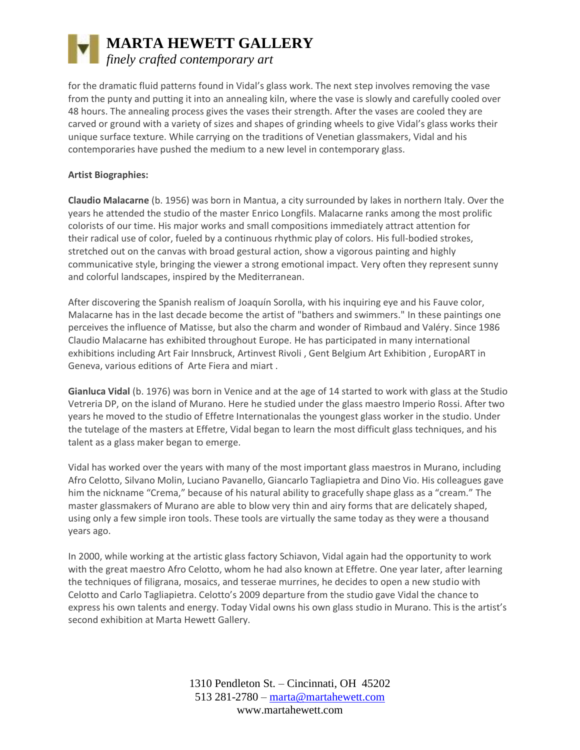for the dramatic fluid patterns found in Vidal's glass work. The next step involves removing the vase from the punty and putting it into an annealing kiln, where the vase is slowly and carefully cooled over 48 hours. The annealing process gives the vases their strength. After the vases are cooled they are carved or ground with a variety of sizes and shapes of grinding wheels to give Vidal's glass works their unique surface texture. While carrying on the traditions of Venetian glassmakers, Vidal and his contemporaries have pushed the medium to a new level in contemporary glass.

**Artist Biographies:**

**Claudio Malacarne** (b. 1956) was born in Mantua, a city surrounded by lakes in northern Italy. Over the years he attended the studio of the master Enrico Longfils. Malacarne ranks among the most prolific colorists of our time. His major works and small compositions immediately attract attention for their radical use of color, fueled by a continuous rhythmic play of colors. His full-bodied strokes, stretched out on the canvas with broad gestural action, show a vigorous painting and highly communicative style, bringing the viewer a strong emotional impact. Very often they represent sunny and colorful landscapes, inspired by the Mediterranean.

After discovering the Spanish realism of Joaquín Sorolla, with his inquiring eye and his Fauve color, Malacarne has in the last decade become the artist of "bathers and swimmers." In these paintings one perceives the influence of Matisse, but also the charm and wonder of Rimbaud and Valéry. Since 1986 Claudio Malacarne has exhibited throughout Europe. He has participated in many international exhibitions including Art Fair Innsbruck, Artinvest Rivoli , Gent Belgium Art Exhibition , EuropART in Geneva, various editions of Arte Fiera and miart .

**Gianluca Vidal** (b. 1976) was born in Venice and at the age of 14 started to work with glass at the Studio Vetreria DP, on the island of Murano. Here he studied under the glass maestro Imperio Rossi. After two years he moved to the studio of Effetre Internationalas the youngest glass worker in the studio. Under the tutelage of the masters at Effetre, Vidal began to learn the most difficult glass techniques, and his talent as a glass maker began to emerge.

Vidal has worked over the years with many of the most important glass maestros in Murano, including Afro Celotto, Silvano Molin, Luciano Pavanello, Giancarlo Tagliapietra and Dino Vio. His colleagues gave him the nickname "Crema," because of his natural ability to gracefully shape glass as a "cream." The master glassmakers of Murano are able to blow very thin and airy forms that are delicately shaped, using only a few simple iron tools. These tools are virtually the same today as they were a thousand years ago.

In 2000, while working at the artistic glass factory Schiavon, Vidal again had the opportunity to work with the great maestro Afro Celotto, whom he had also known at Effetre. One year later, after learning the techniques of filigrana, mosaics, and tesserae murrines, he decides to open a new studio with Celotto and Carlo Tagliapietra. Celotto's 2009 departure from the studio gave Vidal the chance to express his own talents and energy. Today Vidal owns his own glass studio in Murano. This is the artist's second exhibition at Marta Hewett Gallery.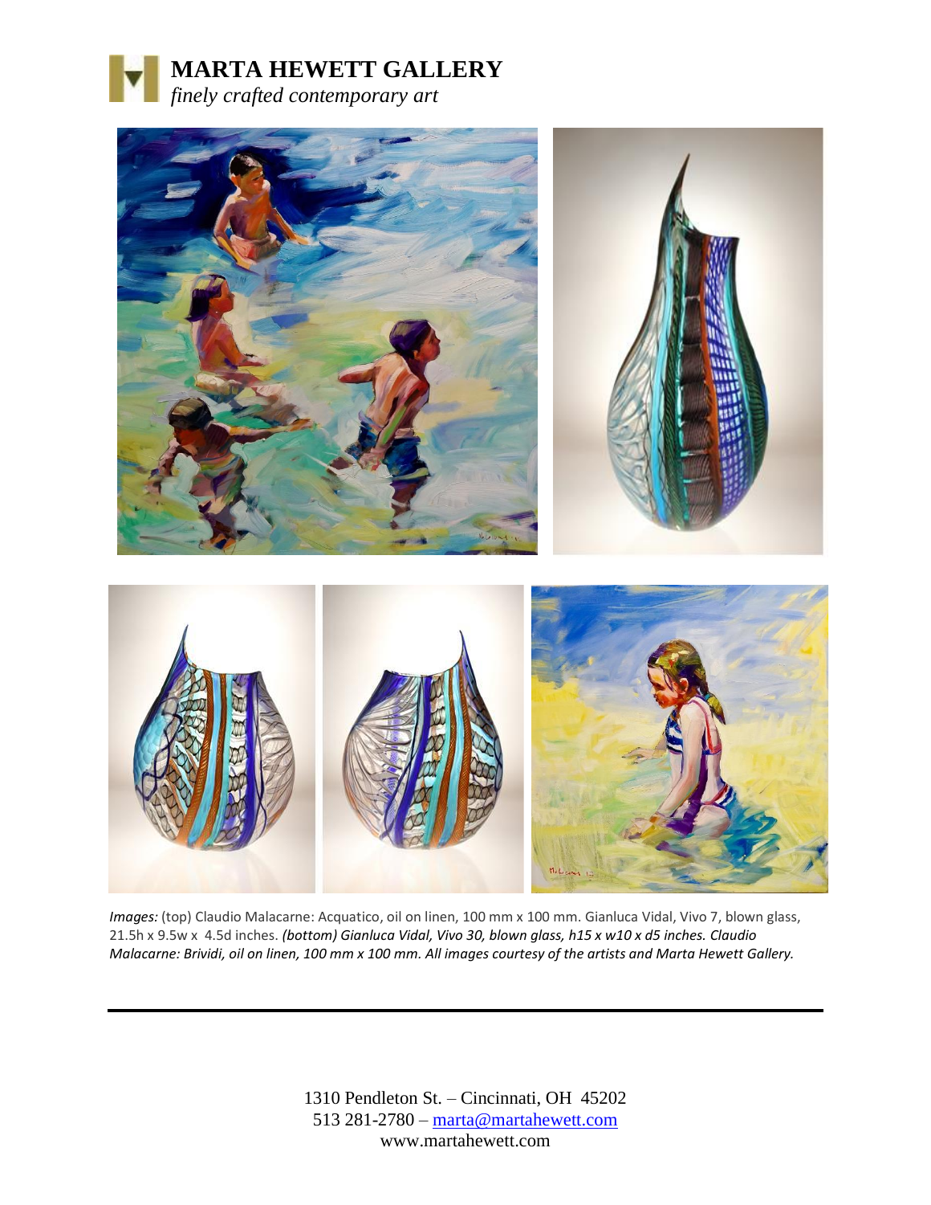# MARTA HEWETT GALLERY

*finely crafted contemporary art*

*Images:* (top) Claudio Malacarne: Acquatico, oil on linen, 100 mm x 100 mm. Gianluca Vidal, Vivo 7, blown glass, 21.5h x 9.5w x 4.5d inches. *(bottom) Gianluca Vidal, Vivo 30, blown glass, h15 x w10 x d5 inches. Claudio Malacarne: Brividi, oil on linen, 100 mm x 100 mm. All images courtesy of the artists and Marta Hewett Gallery.*

---

1310 Pendleton St. – Cincinnati, OH 45202
513 281-2780 – marta@martahewett.com
www.martahewett.com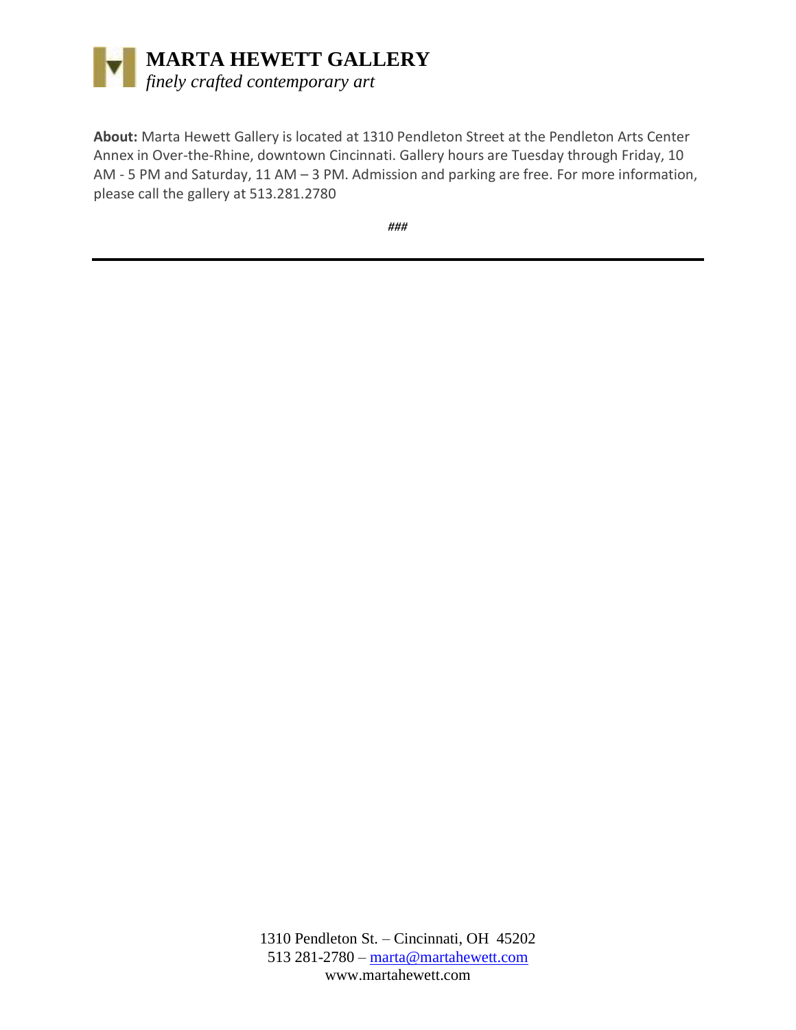# MARTA HEWETT GALLERY

*finely crafted contemporary art*

**About:** Marta Hewett Gallery is located at 1310 Pendleton Street at the Pendleton Arts Center Annex in Over-the-Rhine, downtown Cincinnati. Gallery hours are Tuesday through Friday, 10 AM - 5 PM and Saturday, 11 AM – 3 PM. Admission and parking are free. For more information, please call the gallery at 513.281.2780

***###***

---

1310 Pendleton St. – Cincinnati, OH 45202
513 281-2780 – marta@martahewett.com
www.martahewett.com